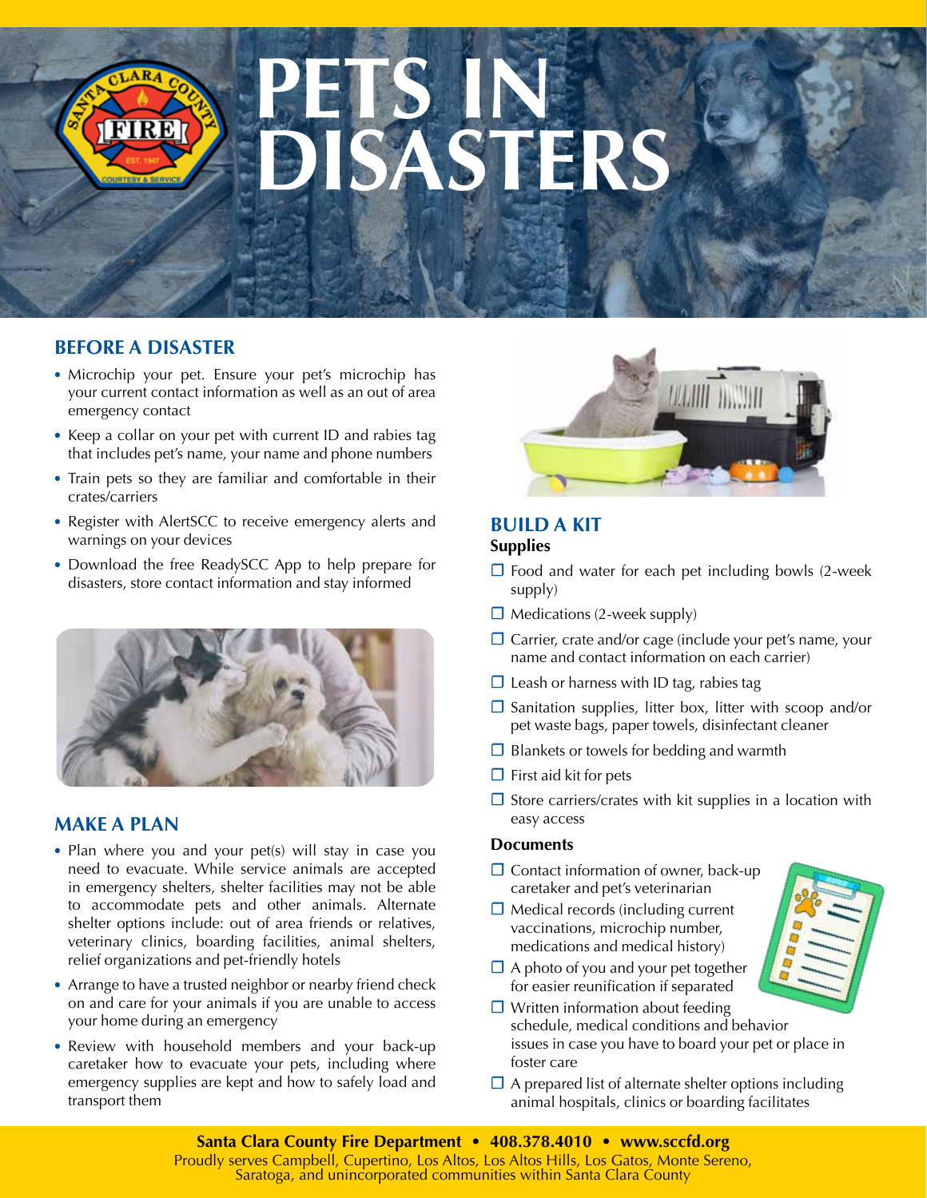# PETS IN DISASTERS

## BEFORE A DISASTER

- Microchip your pet. Ensure your pet's microchip has your current contact information as well as an out of area emergency contact
- Keep a collar on your pet with current ID and rabies tag that includes pet's name, your name and phone numbers
- Train pets so they are familiar and comfortable in their crates/carriers
- Register with AlertSCC to receive emergency alerts and warnings on your devices
- Download the free ReadySCC App to help prepare for disasters, store contact information and stay informed

## MAKE A PLAN

- Plan where you and your pet(s) will stay in case you need to evacuate. While service animals are accepted in emergency shelters, shelter facilities may not be able to accommodate pets and other animals. Alternate shelter options include: out of area friends or relatives, veterinary clinics, boarding facilities, animal shelters, relief organizations and pet-friendly hotels
- Arrange to have a trusted neighbor or nearby friend check on and care for your animals if you are unable to access your home during an emergency
- Review with household members and your back-up caretaker how to evacuate your pets, including where emergency supplies are kept and how to safely load and transport them

## BUILD A KIT

### Supplies

- ☐ Food and water for each pet including bowls (2-week supply)
- ☐ Medications (2-week supply)
- ☐ Carrier, crate and/or cage (include your pet's name, your name and contact information on each carrier)
- ☐ Leash or harness with ID tag, rabies tag
- ☐ Sanitation supplies, litter box, litter with scoop and/or pet waste bags, paper towels, disinfectant cleaner
- ☐ Blankets or towels for bedding and warmth
- ☐ First aid kit for pets
- ☐ Store carriers/crates with kit supplies in a location with easy access

### Documents

- ☐ Contact information of owner, back-up caretaker and pet's veterinarian
- ☐ Medical records (including current vaccinations, microchip number, medications and medical history)
- ☐ A photo of you and your pet together for easier reunification if separated
- ☐ Written information about feeding schedule, medical conditions and behavior issues in case you have to board your pet or place in foster care
- ☐ A prepared list of alternate shelter options including animal hospitals, clinics or boarding facilitates

**Santa Clara County Fire Department • 408.378.4010 • www.sccfd.org**
Proudly serves Campbell, Cupertino, Los Altos, Los Altos Hills, Los Gatos, Monte Sereno, Saratoga, and unincorporated communities within Santa Clara County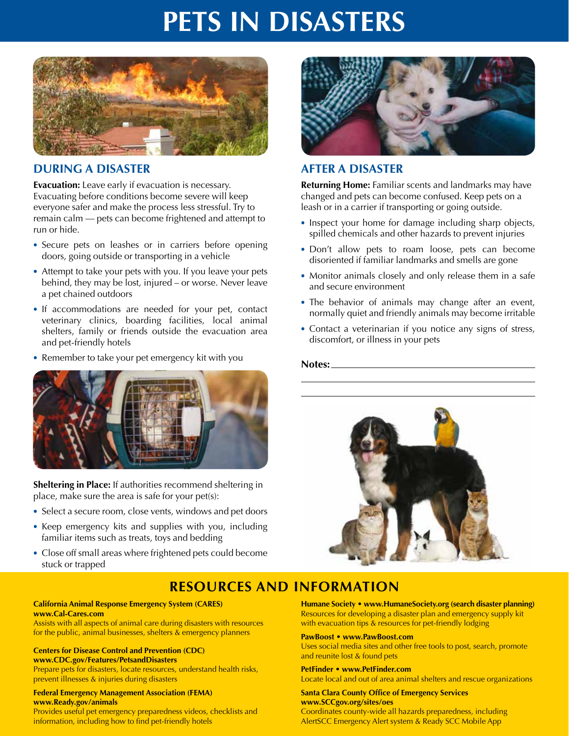# PETS IN DISASTERS

## DURING A DISASTER

**Evacuation:** Leave early if evacuation is necessary. Evacuating before conditions become severe will keep everyone safer and make the process less stressful. Try to remain calm — pets can become frightened and attempt to run or hide.

- Secure pets on leashes or in carriers before opening doors, going outside or transporting in a vehicle
- Attempt to take your pets with you. If you leave your pets behind, they may be lost, injured – or worse. Never leave a pet chained outdoors
- If accommodations are needed for your pet, contact veterinary clinics, boarding facilities, local animal shelters, family or friends outside the evacuation area and pet-friendly hotels
- Remember to take your pet emergency kit with you

**Sheltering in Place:** If authorities recommend sheltering in place, make sure the area is safe for your pet(s):

- Select a secure room, close vents, windows and pet doors
- Keep emergency kits and supplies with you, including familiar items such as treats, toys and bedding
- Close off small areas where frightened pets could become stuck or trapped

## AFTER A DISASTER

**Returning Home:** Familiar scents and landmarks may have changed and pets can become confused. Keep pets on a leash or in a carrier if transporting or going outside.

- Inspect your home for damage including sharp objects, spilled chemicals and other hazards to prevent injuries
- Don't allow pets to roam loose, pets can become disoriented if familiar landmarks and smells are gone
- Monitor animals closely and only release them in a safe and secure environment
- The behavior of animals may change after an event, normally quiet and friendly animals may become irritable
- Contact a veterinarian if you notice any signs of stress, discomfort, or illness in your pets

**Notes:** ______________________________

## RESOURCES AND INFORMATION

**California Animal Response Emergency System (CARES)**
**www.Cal-Cares.com**
Assists with all aspects of animal care during disasters with resources for the public, animal businesses, shelters & emergency planners

**Centers for Disease Control and Prevention (CDC)**
**www.CDC.gov/Features/PetsandDisasters**
Prepare pets for disasters, locate resources, understand health risks, prevent illnesses & injuries during disasters

**Federal Emergency Management Association (FEMA)**
**www.Ready.gov/animals**
Provides useful pet emergency preparedness videos, checklists and information, including how to find pet-friendly hotels

**Humane Society • www.HumaneSociety.org (search disaster planning)**
Resources for developing a disaster plan and emergency supply kit with evacuation tips & resources for pet-friendly lodging

**PawBoost • www.PawBoost.com**
Uses social media sites and other free tools to post, search, promote and reunite lost & found pets

**PetFinder • www.PetFinder.com**
Locate local and out of area animal shelters and rescue organizations

**Santa Clara County Office of Emergency Services**
**www.SCCgov.org/sites/oes**
Coordinates county-wide all hazards preparedness, including AlertSCC Emergency Alert system & Ready SCC Mobile App